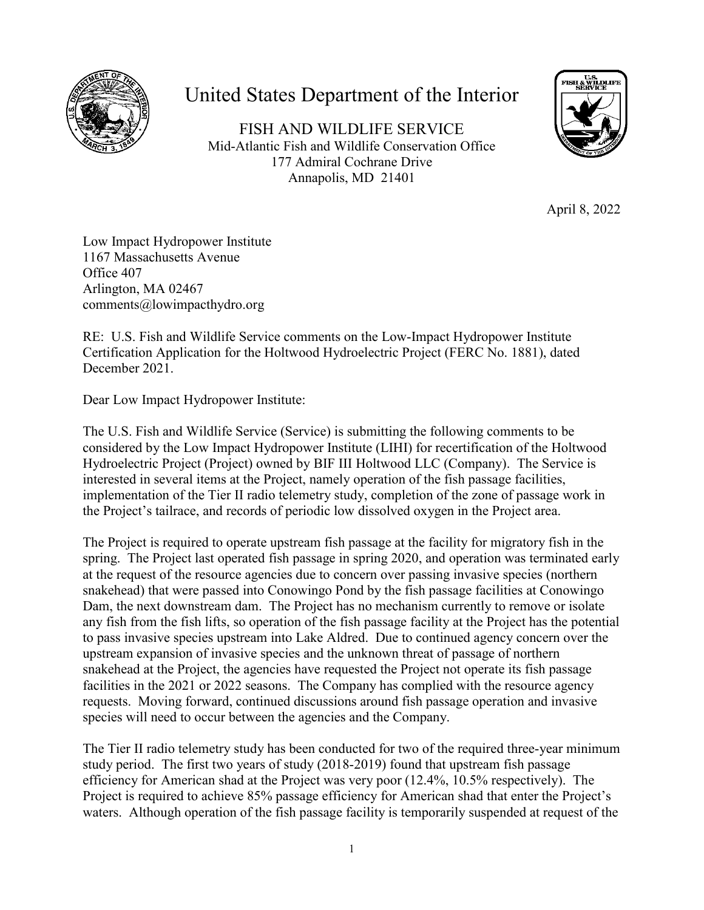# United States Department of the Interior

FISH AND WILDLIFE SERVICE
Mid-Atlantic Fish and Wildlife Conservation Office
177 Admiral Cochrane Drive
Annapolis, MD 21401

April 8, 2022

Low Impact Hydropower Institute
1167 Massachusetts Avenue
Office 407
Arlington, MA 02467
comments@lowimpacthydro.org

RE: U.S. Fish and Wildlife Service comments on the Low-Impact Hydropower Institute Certification Application for the Holtwood Hydroelectric Project (FERC No. 1881), dated December 2021.

Dear Low Impact Hydropower Institute:

The U.S. Fish and Wildlife Service (Service) is submitting the following comments to be considered by the Low Impact Hydropower Institute (LIHI) for recertification of the Holtwood Hydroelectric Project (Project) owned by BIF III Holtwood LLC (Company). The Service is interested in several items at the Project, namely operation of the fish passage facilities, implementation of the Tier II radio telemetry study, completion of the zone of passage work in the Project's tailrace, and records of periodic low dissolved oxygen in the Project area.

The Project is required to operate upstream fish passage at the facility for migratory fish in the spring. The Project last operated fish passage in spring 2020, and operation was terminated early at the request of the resource agencies due to concern over passing invasive species (northern snakehead) that were passed into Conowingo Pond by the fish passage facilities at Conowingo Dam, the next downstream dam. The Project has no mechanism currently to remove or isolate any fish from the fish lifts, so operation of the fish passage facility at the Project has the potential to pass invasive species upstream into Lake Aldred. Due to continued agency concern over the upstream expansion of invasive species and the unknown threat of passage of northern snakehead at the Project, the agencies have requested the Project not operate its fish passage facilities in the 2021 or 2022 seasons. The Company has complied with the resource agency requests. Moving forward, continued discussions around fish passage operation and invasive species will need to occur between the agencies and the Company.

The Tier II radio telemetry study has been conducted for two of the required three-year minimum study period. The first two years of study (2018-2019) found that upstream fish passage efficiency for American shad at the Project was very poor (12.4%, 10.5% respectively). The Project is required to achieve 85% passage efficiency for American shad that enter the Project's waters. Although operation of the fish passage facility is temporarily suspended at request of the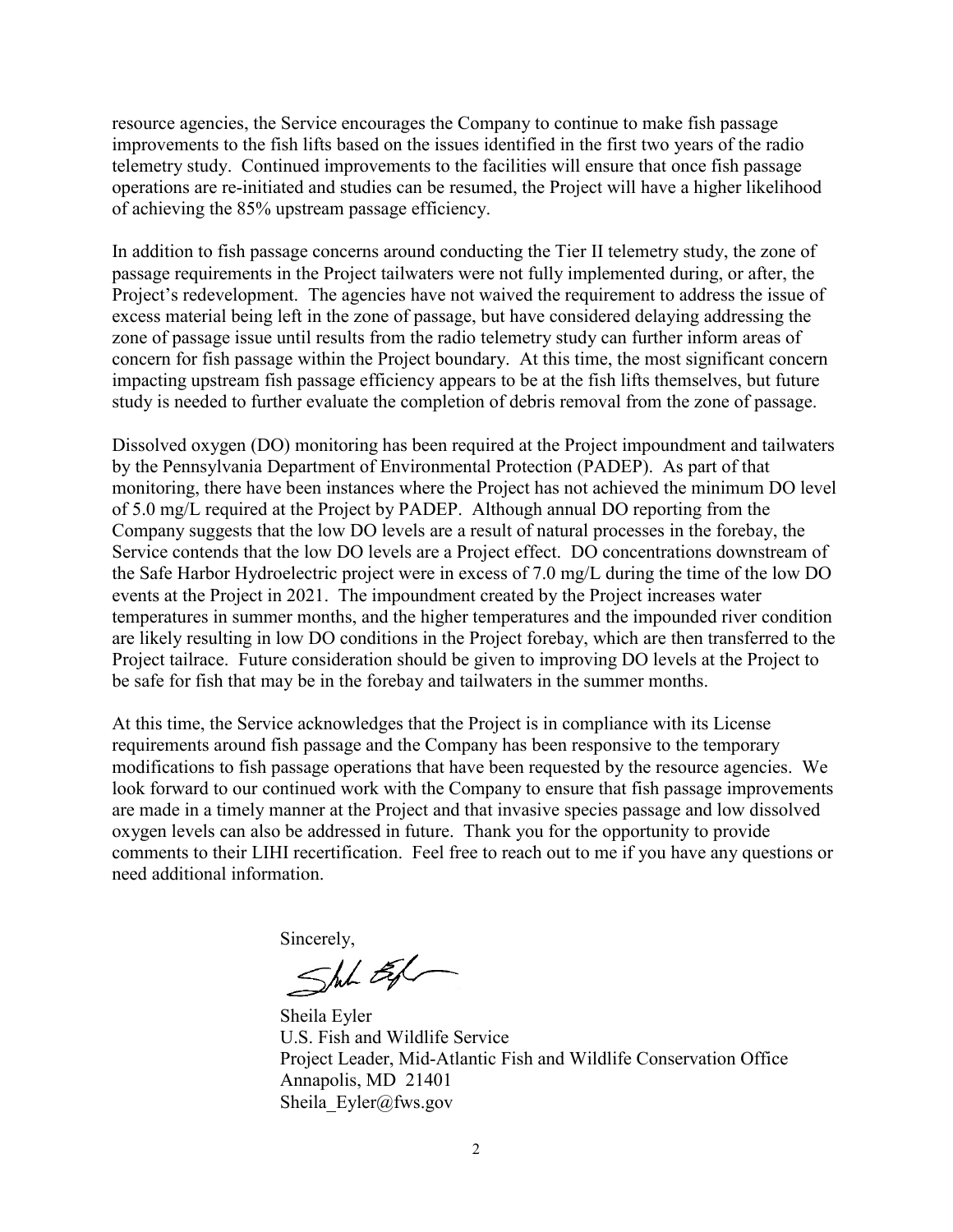resource agencies, the Service encourages the Company to continue to make fish passage improvements to the fish lifts based on the issues identified in the first two years of the radio telemetry study. Continued improvements to the facilities will ensure that once fish passage operations are re-initiated and studies can be resumed, the Project will have a higher likelihood of achieving the 85% upstream passage efficiency.

In addition to fish passage concerns around conducting the Tier II telemetry study, the zone of passage requirements in the Project tailwaters were not fully implemented during, or after, the Project's redevelopment. The agencies have not waived the requirement to address the issue of excess material being left in the zone of passage, but have considered delaying addressing the zone of passage issue until results from the radio telemetry study can further inform areas of concern for fish passage within the Project boundary. At this time, the most significant concern impacting upstream fish passage efficiency appears to be at the fish lifts themselves, but future study is needed to further evaluate the completion of debris removal from the zone of passage.

Dissolved oxygen (DO) monitoring has been required at the Project impoundment and tailwaters by the Pennsylvania Department of Environmental Protection (PADEP). As part of that monitoring, there have been instances where the Project has not achieved the minimum DO level of 5.0 mg/L required at the Project by PADEP. Although annual DO reporting from the Company suggests that the low DO levels are a result of natural processes in the forebay, the Service contends that the low DO levels are a Project effect. DO concentrations downstream of the Safe Harbor Hydroelectric project were in excess of 7.0 mg/L during the time of the low DO events at the Project in 2021. The impoundment created by the Project increases water temperatures in summer months, and the higher temperatures and the impounded river condition are likely resulting in low DO conditions in the Project forebay, which are then transferred to the Project tailrace. Future consideration should be given to improving DO levels at the Project to be safe for fish that may be in the forebay and tailwaters in the summer months.

At this time, the Service acknowledges that the Project is in compliance with its License requirements around fish passage and the Company has been responsive to the temporary modifications to fish passage operations that have been requested by the resource agencies. We look forward to our continued work with the Company to ensure that fish passage improvements are made in a timely manner at the Project and that invasive species passage and low dissolved oxygen levels can also be addressed in future. Thank you for the opportunity to provide comments to their LIHI recertification. Feel free to reach out to me if you have any questions or need additional information.

Sincerely,

Sheila Eyler
U.S. Fish and Wildlife Service
Project Leader, Mid-Atlantic Fish and Wildlife Conservation Office
Annapolis, MD 21401
Sheila_Eyler@fws.gov